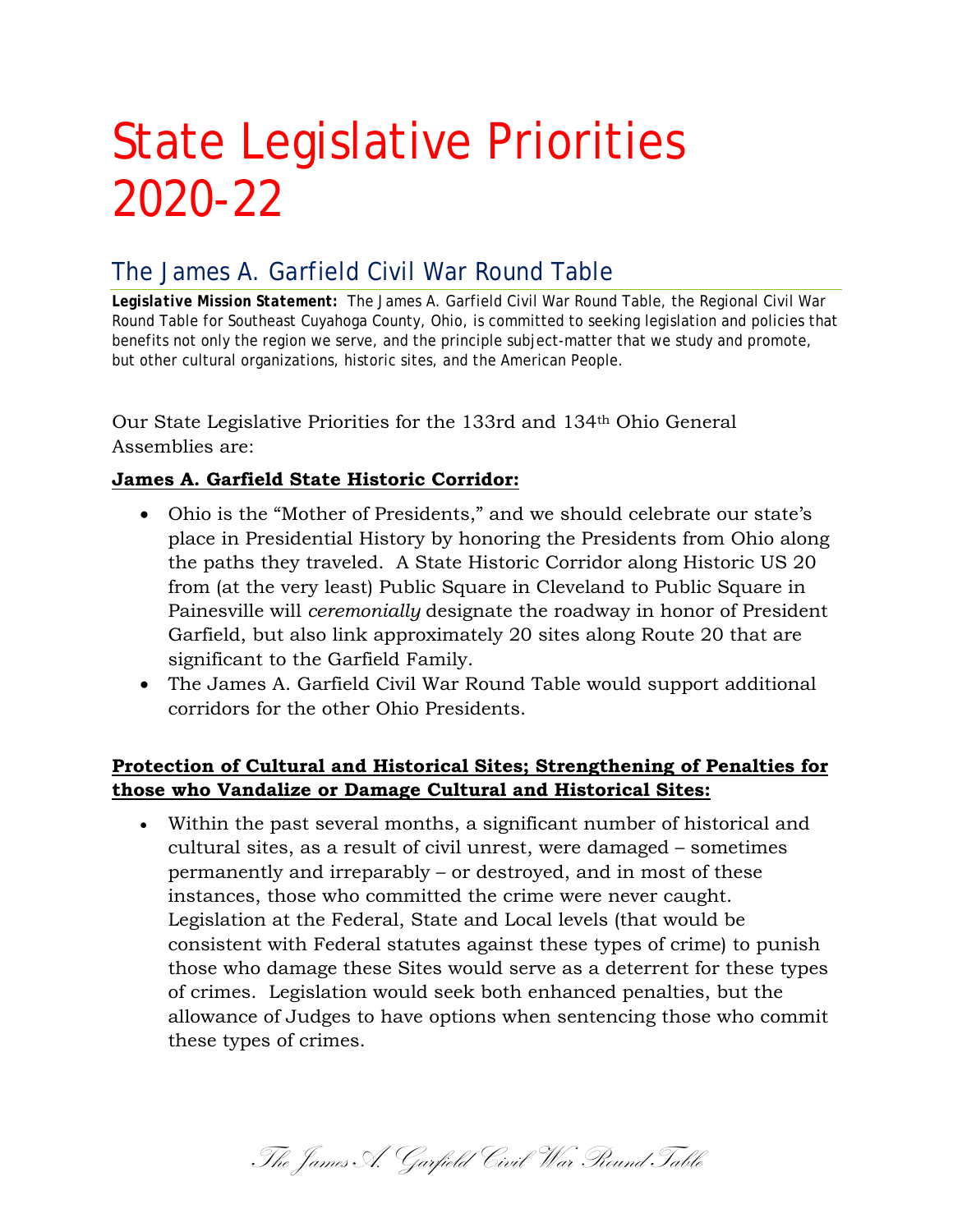# State Legislative Priorities 2020-22

## The James A. Garfield Civil War Round Table

***Legislative Mission Statement:*** The James A. Garfield Civil War Round Table, the Regional Civil War Round Table for Southeast Cuyahoga County, Ohio, is committed to seeking legislation and policies that benefits not only the region we serve, and the principle subject-matter that we study and promote, but other cultural organizations, historic sites, and the American People.

Our State Legislative Priorities for the 133rd and 134th Ohio General Assemblies are:

**James A. Garfield State Historic Corridor:**

- Ohio is the "Mother of Presidents," and we should celebrate our state's place in Presidential History by honoring the Presidents from Ohio along the paths they traveled. A State Historic Corridor along Historic US 20 from (at the very least) Public Square in Cleveland to Public Square in Painesville will *ceremonially* designate the roadway in honor of President Garfield, but also link approximately 20 sites along Route 20 that are significant to the Garfield Family.
- The James A. Garfield Civil War Round Table would support additional corridors for the other Ohio Presidents.

**Protection of Cultural and Historical Sites; Strengthening of Penalties for those who Vandalize or Damage Cultural and Historical Sites:**

- Within the past several months, a significant number of historical and cultural sites, as a result of civil unrest, were damaged – sometimes permanently and irreparably – or destroyed, and in most of these instances, those who committed the crime were never caught. Legislation at the Federal, State and Local levels (that would be consistent with Federal statutes against these types of crime) to punish those who damage these Sites would serve as a deterrent for these types of crimes. Legislation would seek both enhanced penalties, but the allowance of Judges to have options when sentencing those who commit these types of crimes.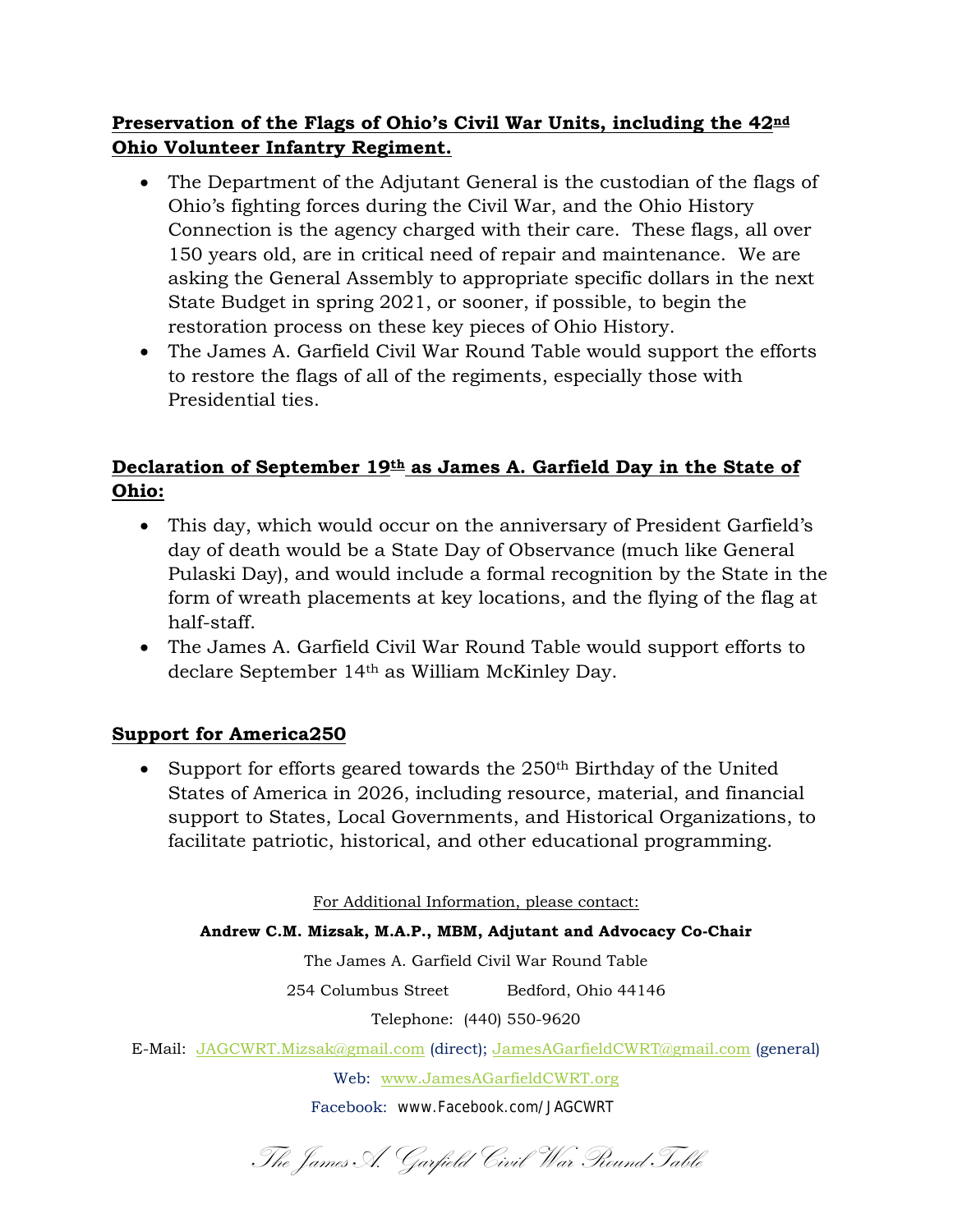**Preservation of the Flags of Ohio's Civil War Units, including the 42nd Ohio Volunteer Infantry Regiment.**

- The Department of the Adjutant General is the custodian of the flags of Ohio's fighting forces during the Civil War, and the Ohio History Connection is the agency charged with their care. These flags, all over 150 years old, are in critical need of repair and maintenance. We are asking the General Assembly to appropriate specific dollars in the next State Budget in spring 2021, or sooner, if possible, to begin the restoration process on these key pieces of Ohio History.
- The James A. Garfield Civil War Round Table would support the efforts to restore the flags of all of the regiments, especially those with Presidential ties.

**Declaration of September 19th as James A. Garfield Day in the State of Ohio:**

- This day, which would occur on the anniversary of President Garfield's day of death would be a State Day of Observance (much like General Pulaski Day), and would include a formal recognition by the State in the form of wreath placements at key locations, and the flying of the flag at half-staff.
- The James A. Garfield Civil War Round Table would support efforts to declare September 14th as William McKinley Day.

**Support for America250**

- Support for efforts geared towards the 250th Birthday of the United States of America in 2026, including resource, material, and financial support to States, Local Governments, and Historical Organizations, to facilitate patriotic, historical, and other educational programming.

For Additional Information, please contact:

**Andrew C.M. Mizsak, M.A.P., MBM, Adjutant and Advocacy Co-Chair**

The James A. Garfield Civil War Round Table

254 Columbus Street Bedford, Ohio 44146

Telephone: (440) 550-9620

E-Mail: JAGCWRT.Mizsak@gmail.com (direct); JamesAGarfieldCWRT@gmail.com (general)

Web: www.JamesAGarfieldCWRT.org

Facebook: www.Facebook.com/JAGCWRT

*The James A. Garfield Civil War Round Table*